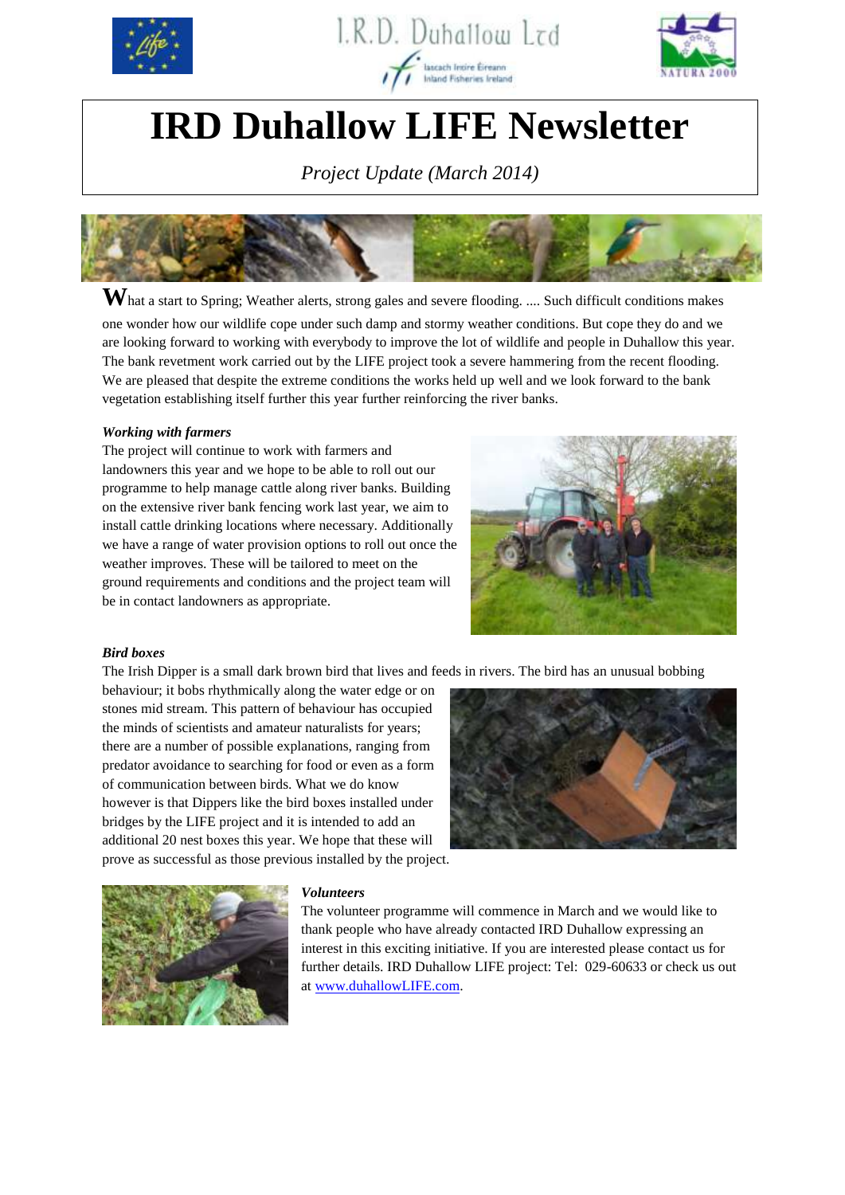I.R.D. Duhallow Ltd

Iascach Intíre Éireann
Inland Fisheries Ireland

NATURA 2000

# IRD Duhallow LIFE Newsletter

*Project Update (March 2014)*

What a start to Spring; Weather alerts, strong gales and severe flooding. .... Such difficult conditions makes one wonder how our wildlife cope under such damp and stormy weather conditions. But cope they do and we are looking forward to working with everybody to improve the lot of wildlife and people in Duhallow this year. The bank revetment work carried out by the LIFE project took a severe hammering from the recent flooding. We are pleased that despite the extreme conditions the works held up well and we look forward to the bank vegetation establishing itself further this year further reinforcing the river banks.

### *Working with farmers*

The project will continue to work with farmers and landowners this year and we hope to be able to roll out our programme to help manage cattle along river banks. Building on the extensive river bank fencing work last year, we aim to install cattle drinking locations where necessary. Additionally we have a range of water provision options to roll out once the weather improves. These will be tailored to meet on the ground requirements and conditions and the project team will be in contact landowners as appropriate.

### *Bird boxes*

The Irish Dipper is a small dark brown bird that lives and feeds in rivers. The bird has an unusual bobbing behaviour; it bobs rhythmically along the water edge or on stones mid stream. This pattern of behaviour has occupied the minds of scientists and amateur naturalists for years; there are a number of possible explanations, ranging from predator avoidance to searching for food or even as a form of communication between birds. What we do know however is that Dippers like the bird boxes installed under bridges by the LIFE project and it is intended to add an additional 20 nest boxes this year. We hope that these will prove as successful as those previous installed by the project.

### *Volunteers*

The volunteer programme will commence in March and we would like to thank people who have already contacted IRD Duhallow expressing an interest in this exciting initiative. If you are interested please contact us for further details. IRD Duhallow LIFE project: Tel: 029-60633 or check us out at www.duhallowLIFE.com.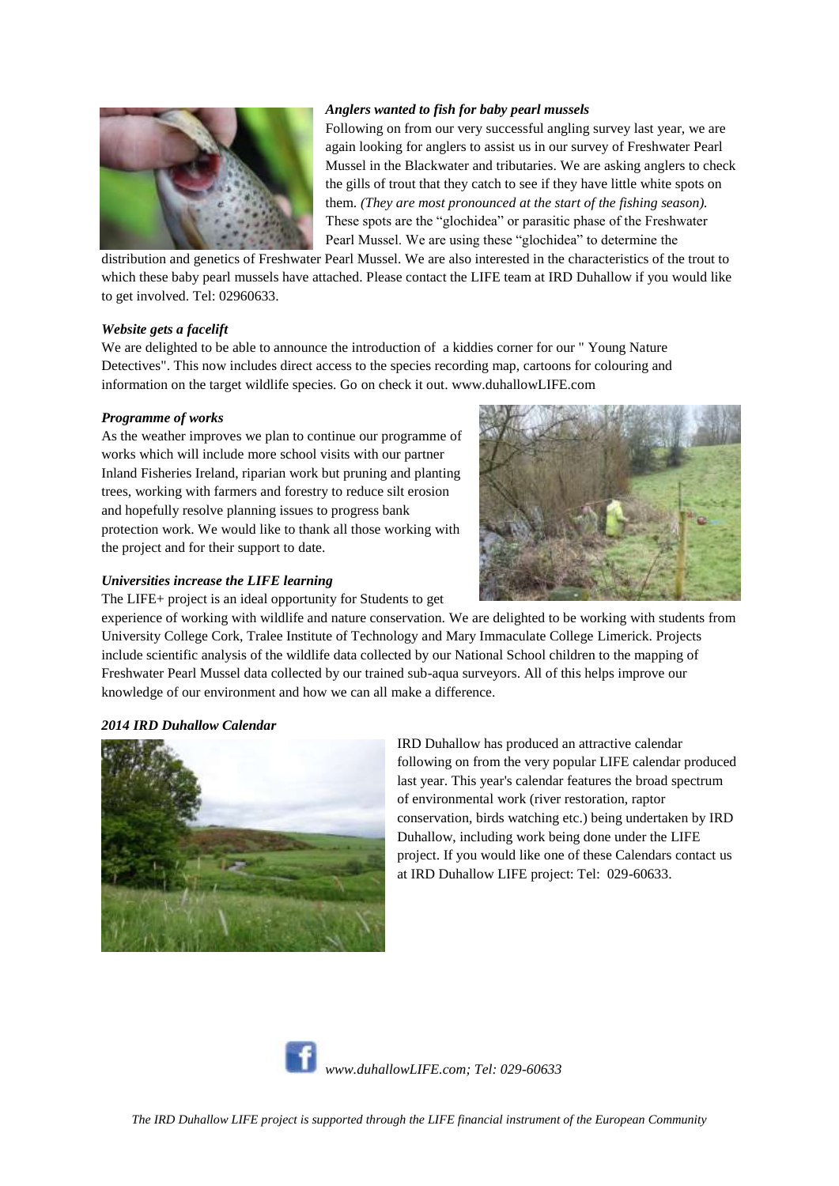***Anglers wanted to fish for baby pearl mussels***

Following on from our very successful angling survey last year, we are again looking for anglers to assist us in our survey of Freshwater Pearl Mussel in the Blackwater and tributaries. We are asking anglers to check the gills of trout that they catch to see if they have little white spots on them. *(They are most pronounced at the start of the fishing season).* These spots are the "glochidea" or parasitic phase of the Freshwater Pearl Mussel. We are using these "glochidea" to determine the distribution and genetics of Freshwater Pearl Mussel. We are also interested in the characteristics of the trout to which these baby pearl mussels have attached. Please contact the LIFE team at IRD Duhallow if you would like to get involved. Tel: 02960633.

***Website gets a facelift***

We are delighted to be able to announce the introduction of a kiddies corner for our " Young Nature Detectives". This now includes direct access to the species recording map, cartoons for colouring and information on the target wildlife species. Go on check it out. www.duhallowLIFE.com

***Programme of works***

As the weather improves we plan to continue our programme of works which will include more school visits with our partner Inland Fisheries Ireland, riparian work but pruning and planting trees, working with farmers and forestry to reduce silt erosion and hopefully resolve planning issues to progress bank protection work. We would like to thank all those working with the project and for their support to date.

***Universities increase the LIFE learning***

The LIFE+ project is an ideal opportunity for Students to get experience of working with wildlife and nature conservation. We are delighted to be working with students from University College Cork, Tralee Institute of Technology and Mary Immaculate College Limerick. Projects include scientific analysis of the wildlife data collected by our National School children to the mapping of Freshwater Pearl Mussel data collected by our trained sub-aqua surveyors. All of this helps improve our knowledge of our environment and how we can all make a difference.

***2014 IRD Duhallow Calendar***

IRD Duhallow has produced an attractive calendar following on from the very popular LIFE calendar produced last year. This year's calendar features the broad spectrum of environmental work (river restoration, raptor conservation, birds watching etc.) being undertaken by IRD Duhallow, including work being done under the LIFE project. If you would like one of these Calendars contact us at IRD Duhallow LIFE project: Tel: 029-60633.

*www.duhallowLIFE.com; Tel: 029-60633*

*The IRD Duhallow LIFE project is supported through the LIFE financial instrument of the European Community*